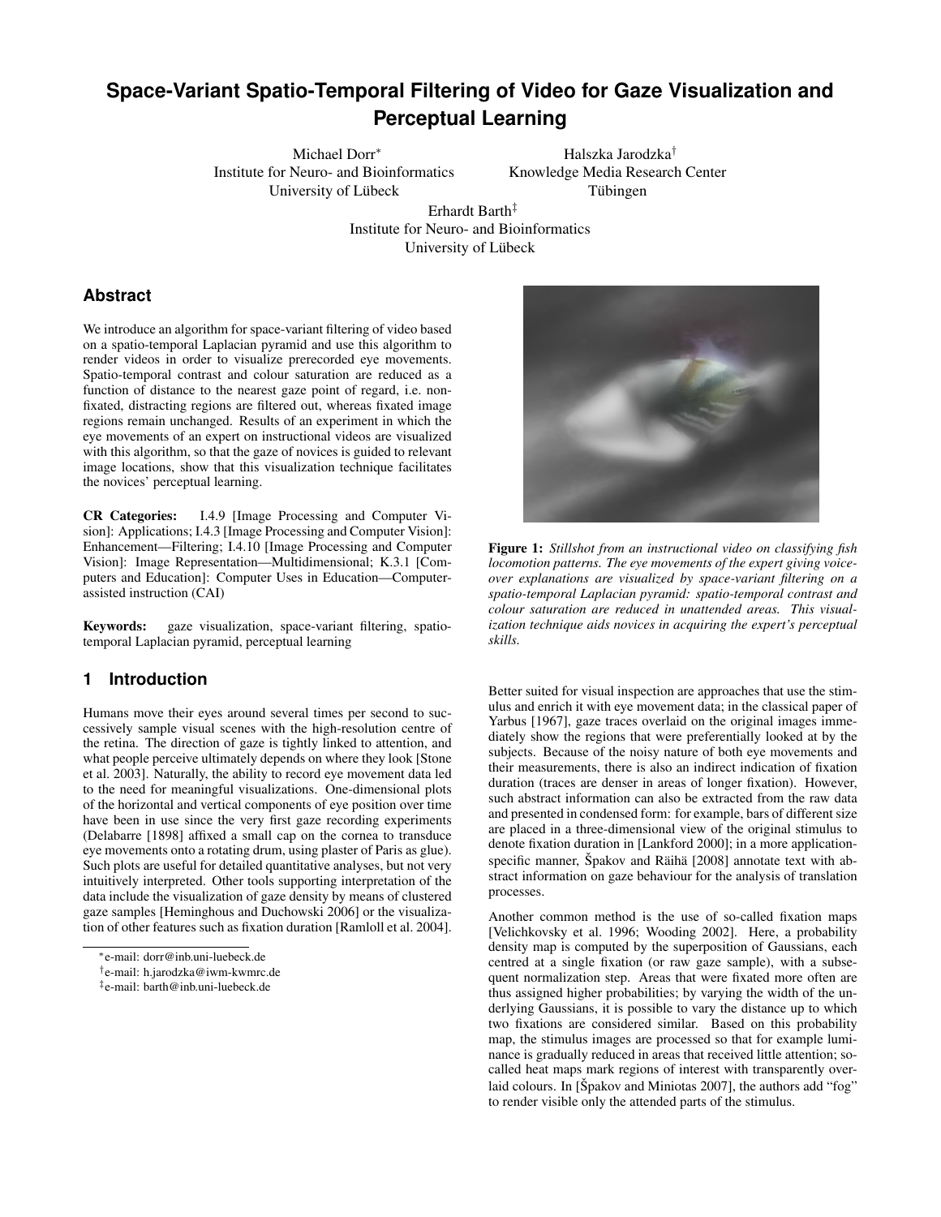# Space-Variant Spatio-Temporal Filtering of Video for Gaze Visualization and Perceptual Learning

Michael Dorr[*]
Institute for Neuro- and Bioinformatics
University of Lübeck

Halszka Jarodzka[†]
Knowledge Media Research Center
Tübingen

Erhardt Barth[‡]
Institute for Neuro- and Bioinformatics
University of Lübeck

## Abstract

We introduce an algorithm for space-variant filtering of video based on a spatio-temporal Laplacian pyramid and use this algorithm to render videos in order to visualize prerecorded eye movements. Spatio-temporal contrast and colour saturation are reduced as a function of distance to the nearest gaze point of regard, i.e. non-fixated, distracting regions are filtered out, whereas fixated image regions remain unchanged. Results of an experiment in which the eye movements of an expert on instructional videos are visualized with this algorithm, so that the gaze of novices is guided to relevant image locations, show that this visualization technique facilitates the novices' perceptual learning.

**CR Categories:** I.4.9 [Image Processing and Computer Vision]: Applications; I.4.3 [Image Processing and Computer Vision]: Enhancement—Filtering; I.4.10 [Image Processing and Computer Vision]: Image Representation—Multidimensional; K.3.1 [Computers and Education]: Computer Uses in Education—Computer-assisted instruction (CAI)

**Keywords:** gaze visualization, space-variant filtering, spatio-temporal Laplacian pyramid, perceptual learning

**Figure 1:** *Stillshot from an instructional video on classifying fish locomotion patterns. The eye movements of the expert giving voice-over explanations are visualized by space-variant filtering on a spatio-temporal Laplacian pyramid: spatio-temporal contrast and colour saturation are reduced in unattended areas. This visualization technique aids novices in acquiring the expert's perceptual skills.*

## 1 Introduction

Humans move their eyes around several times per second to successively sample visual scenes with the high-resolution centre of the retina. The direction of gaze is tightly linked to attention, and what people perceive ultimately depends on where they look [Stone et al. 2003]. Naturally, the ability to record eye movement data led to the need for meaningful visualizations. One-dimensional plots of the horizontal and vertical components of eye position over time have been in use since the very first gaze recording experiments (Delabarre [1898] affixed a small cap on the cornea to transduce eye movements onto a rotating drum, using plaster of Paris as glue). Such plots are useful for detailed quantitative analyses, but not very intuitively interpreted. Other tools supporting interpretation of the data include the visualization of gaze density by means of clustered gaze samples [Heminghous and Duchowski 2006] or the visualization of other features such as fixation duration [Ramloll et al. 2004].

Better suited for visual inspection are approaches that use the stimulus and enrich it with eye movement data; in the classical paper of Yarbus [1967], gaze traces overlaid on the original images immediately show the regions that were preferentially looked at by the subjects. Because of the noisy nature of both eye movements and their measurements, there is also an indirect indication of fixation duration (traces are denser in areas of longer fixation). However, such abstract information can also be extracted from the raw data and presented in condensed form: for example, bars of different size are placed in a three-dimensional view of the original stimulus to denote fixation duration in [Lankford 2000]; in a more application-specific manner, Špakov and Räihä [2008] annotate text with abstract information on gaze behaviour for the analysis of translation processes.

Another common method is the use of so-called fixation maps [Velichkovsky et al. 1996; Wooding 2002]. Here, a probability density map is computed by the superposition of Gaussians, each centred at a single fixation (or raw gaze sample), with a subsequent normalization step. Areas that were fixated more often are thus assigned higher probabilities; by varying the width of the underlying Gaussians, it is possible to vary the distance up to which two fixations are considered similar. Based on this probability map, the stimulus images are processed so that for example luminance is gradually reduced in areas that received little attention; so-called heat maps mark regions of interest with transparently overlaid colours. In [Špakov and Miniotas 2007], the authors add "fog" to render visible only the attended parts of the stimulus.

[*] e-mail: dorr@inb.uni-luebeck.de
[†] e-mail: h.jarodzka@iwm-kwmrc.de
[‡] e-mail: barth@inb.uni-luebeck.de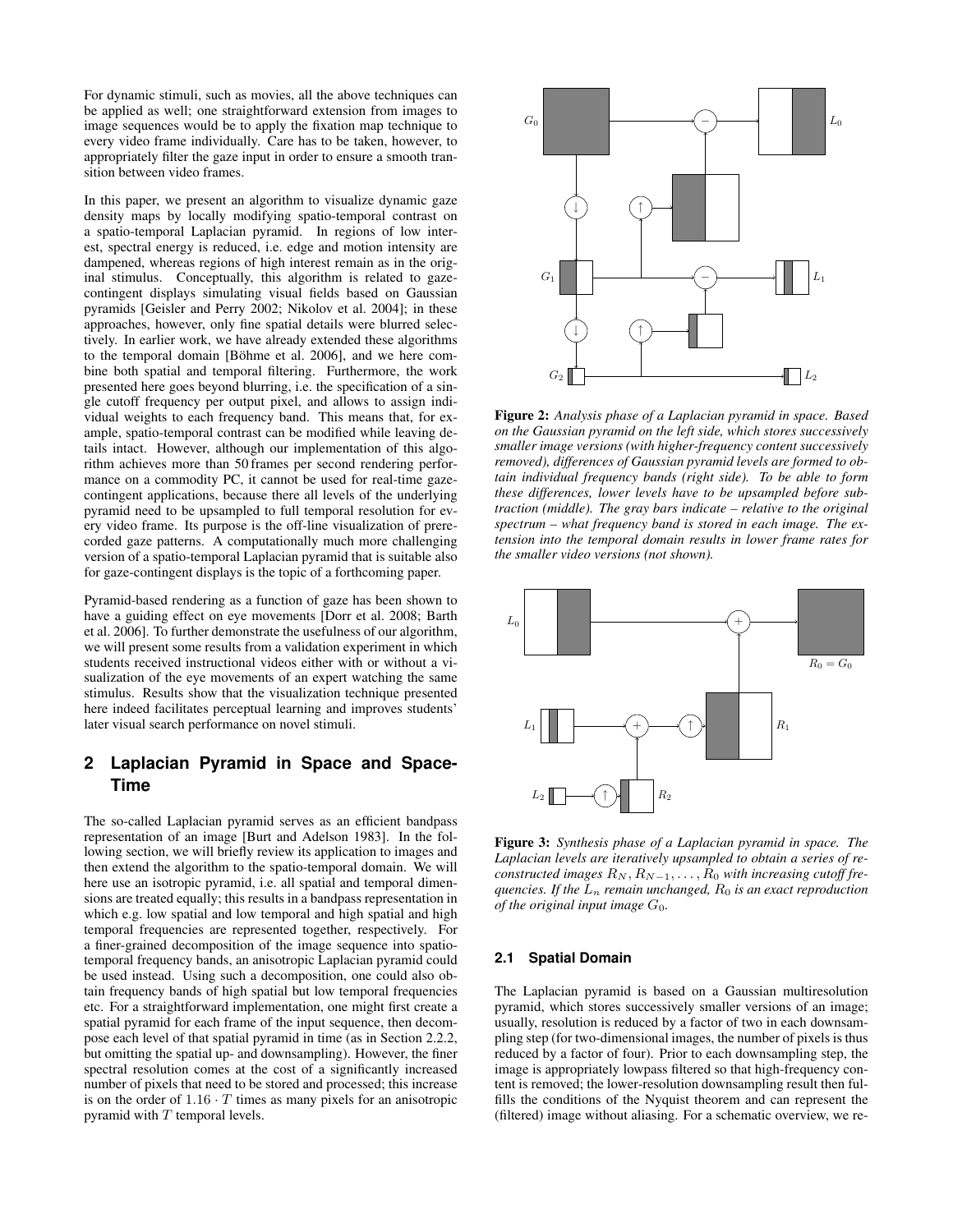For dynamic stimuli, such as movies, all the above techniques can be applied as well; one straightforward extension from images to image sequences would be to apply the fixation map technique to every video frame individually. Care has to be taken, however, to appropriately filter the gaze input in order to ensure a smooth transition between video frames.

In this paper, we present an algorithm to visualize dynamic gaze density maps by locally modifying spatio-temporal contrast on a spatio-temporal Laplacian pyramid. In regions of low interest, spectral energy is reduced, i.e. edge and motion intensity are dampened, whereas regions of high interest remain as in the original stimulus. Conceptually, this algorithm is related to gaze-contingent displays simulating visual fields based on Gaussian pyramids [Geisler and Perry 2002; Nikolov et al. 2004]; in these approaches, however, only fine spatial details were blurred selectively. In earlier work, we have already extended these algorithms to the temporal domain [Böhme et al. 2006], and we here combine both spatial and temporal filtering. Furthermore, the work presented here goes beyond blurring, i.e. the specification of a single cutoff frequency per output pixel, and allows to assign individual weights to each frequency band. This means that, for example, spatio-temporal contrast can be modified while leaving details intact. However, although our implementation of this algorithm achieves more than 50 frames per second rendering performance on a commodity PC, it cannot be used for real-time gaze-contingent applications, because there all levels of the underlying pyramid need to be upsampled to full temporal resolution for every video frame. Its purpose is the off-line visualization of prerecorded gaze patterns. A computationally much more challenging version of a spatio-temporal Laplacian pyramid that is suitable also for gaze-contingent displays is the topic of a forthcoming paper.

Pyramid-based rendering as a function of gaze has been shown to have a guiding effect on eye movements [Dorr et al. 2008; Barth et al. 2006]. To further demonstrate the usefulness of our algorithm, we will present some results from a validation experiment in which students received instructional videos either with or without a visualization of the eye movements of an expert watching the same stimulus. Results show that the visualization technique presented here indeed facilitates perceptual learning and improves students' later visual search performance on novel stimuli.

## 2 Laplacian Pyramid in Space and Space-Time

The so-called Laplacian pyramid serves as an efficient bandpass representation of an image [Burt and Adelson 1983]. In the following section, we will briefly review its application to images and then extend the algorithm to the spatio-temporal domain. We will here use an isotropic pyramid, i.e. all spatial and temporal dimensions are treated equally; this results in a bandpass representation in which e.g. low spatial and low temporal and high spatial and high temporal frequencies are represented together, respectively. For a finer-grained decomposition of the image sequence into spatio-temporal frequency bands, an anisotropic Laplacian pyramid could be used instead. Using such a decomposition, one could also obtain frequency bands of high spatial but low temporal frequencies etc. For a straightforward implementation, one might first create a spatial pyramid for each frame of the input sequence, then decompose each level of that spatial pyramid in time (as in Section 2.2.2, but omitting the spatial up- and downsampling). However, the finer spectral resolution comes at the cost of a significantly increased number of pixels that need to be stored and processed; this increase is on the order of $1.16 \cdot T$ times as many pixels for an anisotropic pyramid with $T$ temporal levels.

**Figure 2:** *Analysis phase of a Laplacian pyramid in space. Based on the Gaussian pyramid on the left side, which stores successively smaller image versions (with higher-frequency content successively removed), differences of Gaussian pyramid levels are formed to obtain individual frequency bands (right side). To be able to form these differences, lower levels have to be upsampled before subtraction (middle). The gray bars indicate – relative to the original spectrum – what frequency band is stored in each image. The extension into the temporal domain results in lower frame rates for the smaller video versions (not shown).*

**Figure 3:** *Synthesis phase of a Laplacian pyramid in space. The Laplacian levels are iteratively upsampled to obtain a series of reconstructed images $R_N, R_{N-1}, \ldots, R_0$ with increasing cutoff frequencies. If the $L_n$ remain unchanged, $R_0$ is an exact reproduction of the original input image $G_0$.*

### 2.1 Spatial Domain

The Laplacian pyramid is based on a Gaussian multiresolution pyramid, which stores successively smaller versions of an image; usually, resolution is reduced by a factor of two in each downsampling step (for two-dimensional images, the number of pixels is thus reduced by a factor of four). Prior to each downsampling step, the image is appropriately lowpass filtered so that high-frequency content is removed; the lower-resolution downsampling result then fulfills the conditions of the Nyquist theorem and can represent the (filtered) image without aliasing. For a schematic overview, we re-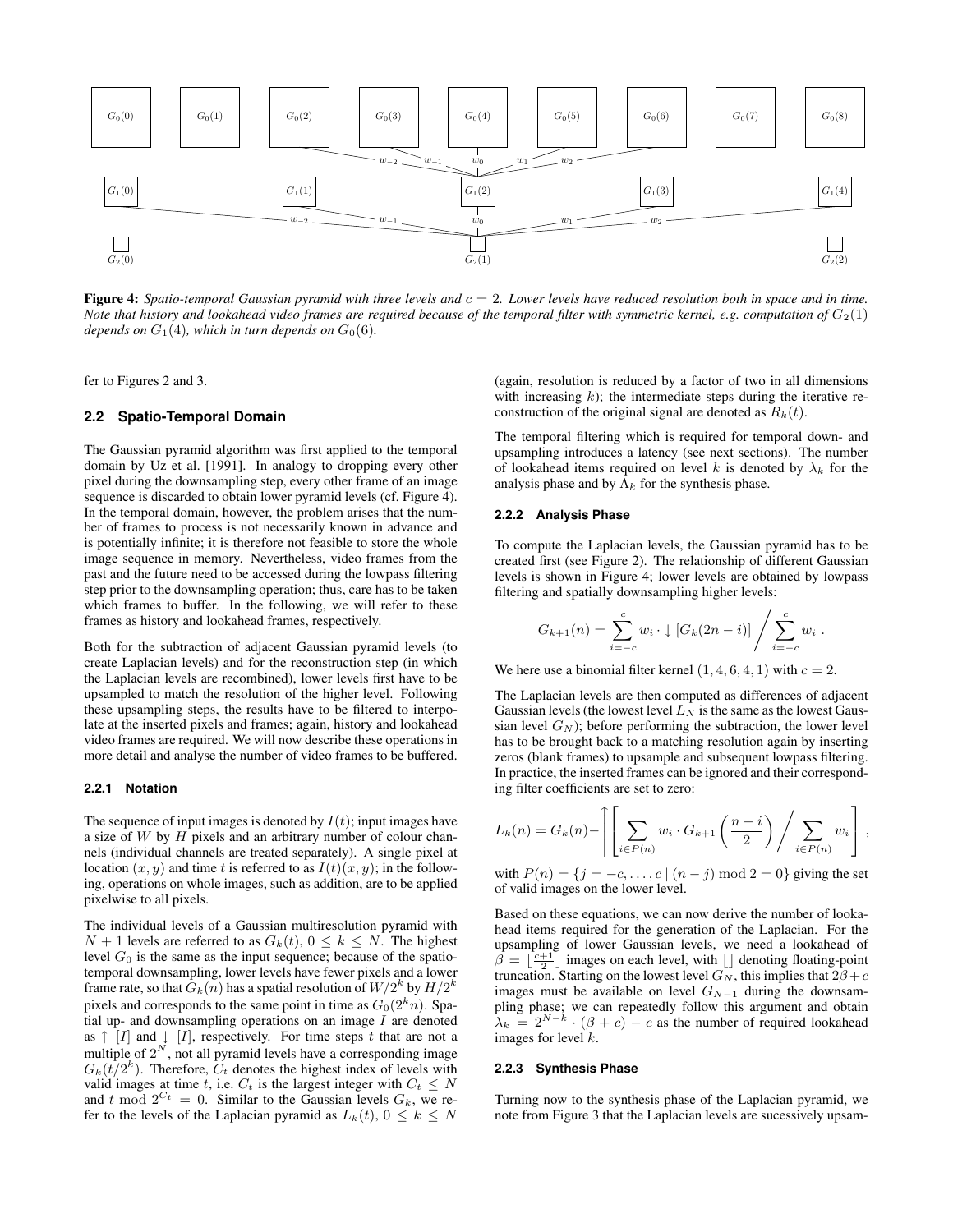Figure 4: *Spatio-temporal Gaussian pyramid with three levels and $c = 2$. Lower levels have reduced resolution both in space and in time. Note that history and lookahead video frames are required because of the temporal filter with symmetric kernel, e.g. computation of $G_2(1)$ depends on $G_1(4)$, which in turn depends on $G_0(6)$.*

fer to Figures 2 and 3.

## 2.2 Spatio-Temporal Domain

The Gaussian pyramid algorithm was first applied to the temporal domain by Uz et al. [1991]. In analogy to dropping every other pixel during the downsampling step, every other frame of an image sequence is discarded to obtain lower pyramid levels (cf. Figure 4). In the temporal domain, however, the problem arises that the number of frames to process is not necessarily known in advance and is potentially infinite; it is therefore not feasible to store the whole image sequence in memory. Nevertheless, video frames from the past and the future need to be accessed during the lowpass filtering step prior to the downsampling operation; thus, care has to be taken which frames to buffer. In the following, we will refer to these frames as history and lookahead frames, respectively.

Both for the subtraction of adjacent Gaussian pyramid levels (to create Laplacian levels) and for the reconstruction step (in which the Laplacian levels are recombined), lower levels first have to be upsampled to match the resolution of the higher level. Following these upsampling steps, the results have to be filtered to interpolate at the inserted pixels and frames; again, history and lookahead video frames are required. We will now describe these operations in more detail and analyse the number of video frames to be buffered.

### 2.2.1 Notation

The sequence of input images is denoted by $I(t)$; input images have a size of $W$ by $H$ pixels and an arbitrary number of colour channels (individual channels are treated separately). A single pixel at location $(x, y)$ and time $t$ is referred to as $I(t)(x, y)$; in the following, operations on whole images, such as addition, are to be applied pixelwise to all pixels.

The individual levels of a Gaussian multiresolution pyramid with $N + 1$ levels are referred to as $G_k(t)$, $0 \le k \le N$. The highest level $G_0$ is the same as the input sequence; because of the spatio-temporal downsampling, lower levels have fewer pixels and a lower frame rate, so that $G_k(n)$ has a spatial resolution of $W/2^k$ by $H/2^k$ pixels and corresponds to the same point in time as $G_0(2^k n)$. Spatial up- and downsampling operations on an image $I$ are denoted as $\uparrow [I]$ and $\downarrow [I]$, respectively. For time steps $t$ that are not a multiple of $2^N$, not all pyramid levels have a corresponding image $G_k(t/2^k)$. Therefore, $C_t$ denotes the highest index of levels with valid images at time $t$, i.e. $C_t$ is the largest integer with $C_t \le N$ and $t \bmod 2^{C_t} = 0$. Similar to the Gaussian levels $G_k$, we refer to the levels of the Laplacian pyramid as $L_k(t)$, $0 \le k \le N$ (again, resolution is reduced by a factor of two in all dimensions with increasing $k$); the intermediate steps during the iterative reconstruction of the original signal are denoted as $R_k(t)$.

The temporal filtering which is required for temporal down- and upsampling introduces a latency (see next sections). The number of lookahead items required on level $k$ is denoted by $\lambda_k$ for the analysis phase and by $\Lambda_k$ for the synthesis phase.

### 2.2.2 Analysis Phase

To compute the Laplacian levels, the Gaussian pyramid has to be created first (see Figure 2). The relationship of different Gaussian levels is shown in Figure 4; lower levels are obtained by lowpass filtering and spatially downsampling higher levels:

$$G_{k+1}(n) = \sum_{i=-c}^{c} w_i \cdot \downarrow [G_k(2n - i)] \bigg/ \sum_{i=-c}^{c} w_i \, .$$

We here use a binomial filter kernel $(1, 4, 6, 4, 1)$ with $c = 2$.

The Laplacian levels are then computed as differences of adjacent Gaussian levels (the lowest level $L_N$ is the same as the lowest Gaussian level $G_N$); before performing the subtraction, the lower level has to be brought back to a matching resolution again by inserting zeros (blank frames) to upsample and subsequent lowpass filtering. In practice, the inserted frames can be ignored and their corresponding filter coefficients are set to zero:

$$L_k(n) = G_k(n) - \uparrow \left[ \sum_{i \in P(n)} w_i \cdot G_{k+1}\left(\frac{n-i}{2}\right) \bigg/ \sum_{i \in P(n)} w_i \right],$$

with $P(n) = \{j = -c, \ldots, c \mid (n - j) \bmod 2 = 0\}$ giving the set of valid images on the lower level.

Based on these equations, we can now derive the number of lookahead items required for the generation of the Laplacian. For the upsampling of lower Gaussian levels, we need a lookahead of $\beta = \lfloor \frac{c+1}{2} \rfloor$ images on each level, with $\lfloor \rfloor$ denoting floating-point truncation. Starting on the lowest level $G_N$, this implies that $2\beta + c$ images must be available on level $G_{N-1}$ during the downsampling phase; we can repeatedly follow this argument and obtain $\lambda_k = 2^{N-k} \cdot (\beta + c) - c$ as the number of required lookahead images for level $k$.

### 2.2.3 Synthesis Phase

Turning now to the synthesis phase of the Laplacian pyramid, we note from Figure 3 that the Laplacian levels are sucessively upsam-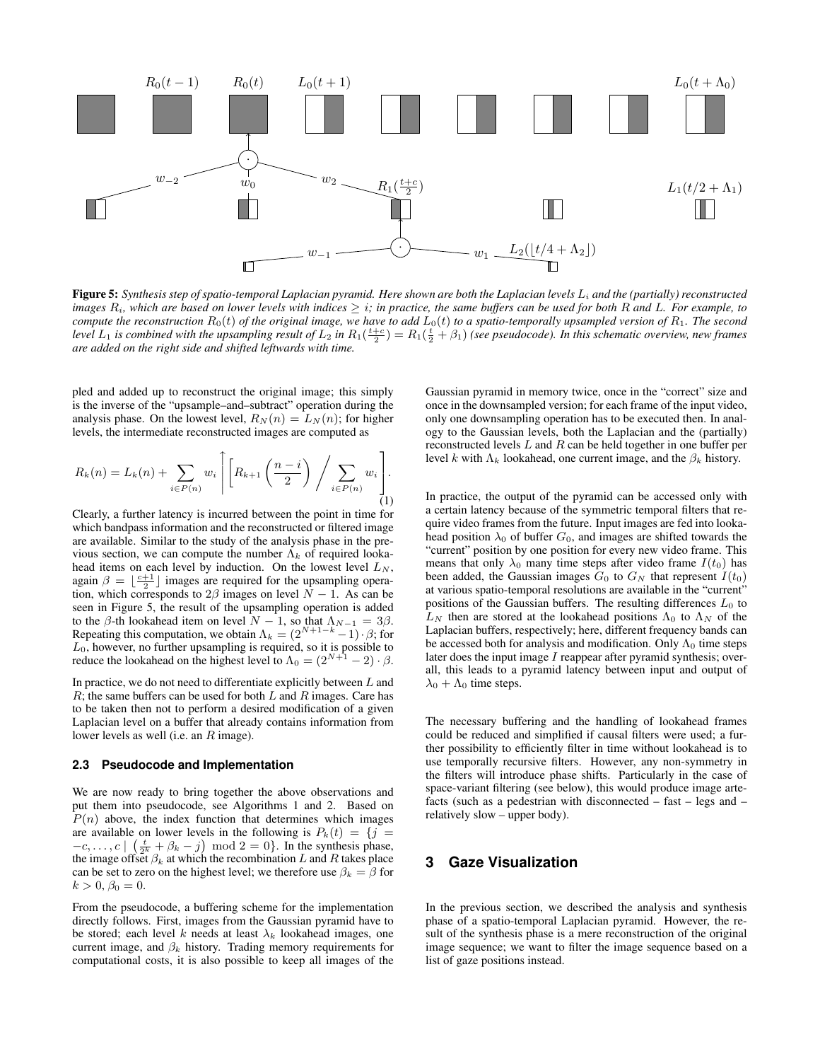**Figure 5:** *Synthesis step of spatio-temporal Laplacian pyramid. Here shown are both the Laplacian levels $L_i$ and the (partially) reconstructed images $R_i$, which are based on lower levels with indices $\geq i$; in practice, the same buffers can be used for both $R$ and $L$. For example, to compute the reconstruction $R_0(t)$ of the original image, we have to add $L_0(t)$ to a spatio-temporally upsampled version of $R_1$. The second level $L_1$ is combined with the upsampling result of $L_2$ in $R_1(\frac{t+c}{2}) = R_1(\frac{t}{2} + \beta_1)$ (see pseudocode). In this schematic overview, new frames are added on the right side and shifted leftwards with time.*

pled and added up to reconstruct the original image; this simply is the inverse of the "upsample–and–subtract" operation during the analysis phase. On the lowest level, $R_N(n) = L_N(n)$; for higher levels, the intermediate reconstructed images are computed as

$$R_k(n) = L_k(n) + \sum_{i \in P(n)} w_i \left\uparrow \left[ R_{k+1}\left(\frac{n-i}{2}\right) \Big/ \sum_{i \in P(n)} w_i \right] \right. . \quad (1)$$

Clearly, a further latency is incurred between the point in time for which bandpass information and the reconstructed or filtered image are available. Similar to the study of the analysis phase in the previous section, we can compute the number $\Lambda_k$ of required lookahead items on each level by induction. On the lowest level $L_N$, again $\beta = \lfloor \frac{c+1}{2} \rfloor$ images are required for the upsampling operation, which corresponds to $2\beta$ images on level $N-1$. As can be seen in Figure 5, the result of the upsampling operation is added to the $\beta$-th lookahead item on level $N-1$, so that $\Lambda_{N-1} = 3\beta$. Repeating this computation, we obtain $\Lambda_k = (2^{N+1-k} - 1) \cdot \beta$; for $L_0$, however, no further upsampling is required, so it is possible to reduce the lookahead on the highest level to $\Lambda_0 = (2^{N+1} - 2) \cdot \beta$.

In practice, we do not need to differentiate explicitly between $L$ and $R$; the same buffers can be used for both $L$ and $R$ images. Care has to be taken then not to perform a desired modification of a given Laplacian level on a buffer that already contains information from lower levels as well (i.e. an $R$ image).

### 2.3 Pseudocode and Implementation

We are now ready to bring together the above observations and put them into pseudocode, see Algorithms 1 and 2. Based on $P(n)$ above, the index function that determines which images are available on lower levels in the following is $P_k(t) = \{j = -c, \ldots, c \mid \left(\frac{t}{2^k} + \beta_k - j\right) \bmod 2 = 0\}$. In the synthesis phase, the image offset $\beta_k$ at which the recombination $L$ and $R$ takes place can be set to zero on the highest level; we therefore use $\beta_k = \beta$ for $k > 0$, $\beta_0 = 0$.

From the pseudocode, a buffering scheme for the implementation directly follows. First, images from the Gaussian pyramid have to be stored; each level $k$ needs at least $\lambda_k$ lookahead images, one current image, and $\beta_k$ history. Trading memory requirements for computational costs, it is also possible to keep all images of the Gaussian pyramid in memory twice, once in the "correct" size and once in the downsampled version; for each frame of the input video, only one downsampling operation has to be executed then. In analogy to the Gaussian levels, both the Laplacian and the (partially) reconstructed levels $L$ and $R$ can be held together in one buffer per level $k$ with $\Lambda_k$ lookahead, one current image, and the $\beta_k$ history.

In practice, the output of the pyramid can be accessed only with a certain latency because of the symmetric temporal filters that require video frames from the future. Input images are fed into lookahead position $\lambda_0$ of buffer $G_0$, and images are shifted towards the "current" position by one position for every new video frame. This means that only $\lambda_0$ many time steps after video frame $I(t_0)$ has been added, the Gaussian images $G_0$ to $G_N$ that represent $I(t_0)$ at various spatio-temporal resolutions are available in the "current" positions of the Gaussian buffers. The resulting differences $L_0$ to $L_N$ then are stored at the lookahead positions $\Lambda_0$ to $\Lambda_N$ of the Laplacian buffers, respectively; here, different frequency bands can be accessed both for analysis and modification. Only $\Lambda_0$ time steps later does the input image $I$ reappear after pyramid synthesis; overall, this leads to a pyramid latency between input and output of $\lambda_0 + \Lambda_0$ time steps.

The necessary buffering and the handling of lookahead frames could be reduced and simplified if causal filters were used; a further possibility to efficiently filter in time without lookahead is to use temporally recursive filters. However, any non-symmetry in the filters will introduce phase shifts. Particularly in the case of space-variant filtering (see below), this would produce image artefacts (such as a pedestrian with disconnected – fast – legs and – relatively slow – upper body).

## 3 Gaze Visualization

In the previous section, we described the analysis and synthesis phase of a spatio-temporal Laplacian pyramid. However, the result of the synthesis phase is a mere reconstruction of the original image sequence; we want to filter the image sequence based on a list of gaze positions instead.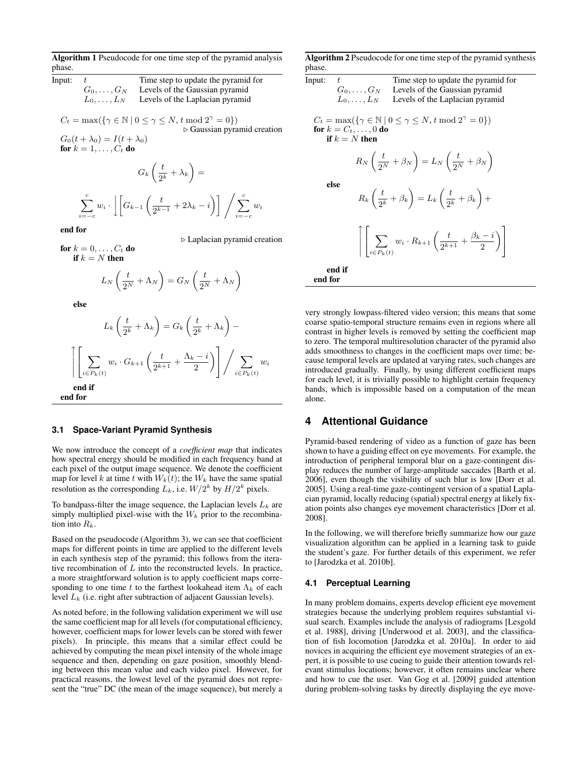**Algorithm 1** Pseudocode for one time step of the pyramid analysis phase.

| Input: | | |
|---|---|---|
| | $t$ | Time step to update the pyramid for |
| | $G_0, \ldots, G_N$ | Levels of the Gaussian pyramid |
| | $L_0, \ldots, L_N$ | Levels of the Laplacian pyramid |

$C_t = \max(\{\gamma \in \mathbb{N} \mid 0 \leq \gamma \leq N, t \bmod 2^\gamma = 0\})$

▷ Gaussian pyramid creation

$G_0(t + \lambda_0) = I(t + \lambda_0)$

**for** $k = 1, \ldots, C_t$ **do**

$$G_k\left(\frac{t}{2^k} + \lambda_k\right) =$$

$$\sum_{i=-c}^{c} w_i \cdot \downarrow\left[G_{k-1}\left(\frac{t}{2^{k-1}} + 2\lambda_k - i\right)\right] \Bigg/ \sum_{i=-c}^{c} w_i$$

**end for**

▷ Laplacian pyramid creation

**for** $k = 0, \ldots, C_t$ **do**

&nbsp;&nbsp;&nbsp;&nbsp;**if** $k = N$ **then**

$$L_N\left(\frac{t}{2^N} + \Lambda_N\right) = G_N\left(\frac{t}{2^N} + \Lambda_N\right)$$

&nbsp;&nbsp;&nbsp;&nbsp;**else**

$$L_k\left(\frac{t}{2^k} + \Lambda_k\right) = G_k\left(\frac{t}{2^k} + \Lambda_k\right) -$$

$$\uparrow\left[\sum_{i \in P_k(t)} w_i \cdot G_{k+1}\left(\frac{t}{2^{k+1}} + \frac{\Lambda_k - i}{2}\right)\right] \Bigg/ \sum_{i \in P_k(t)} w_i$$

&nbsp;&nbsp;&nbsp;&nbsp;**end if**

**end for**

**Algorithm 2** Pseudocode for one time step of the pyramid synthesis phase.

| Input: | | |
|---|---|---|
| | $t$ | Time step to update the pyramid for |
| | $G_0, \ldots, G_N$ | Levels of the Gaussian pyramid |
| | $L_0, \ldots, L_N$ | Levels of the Laplacian pyramid |

$C_t = \max(\{\gamma \in \mathbb{N} \mid 0 \leq \gamma \leq N, t \bmod 2^\gamma = 0\})$

**for** $k = C_t, \ldots, 0$ **do**

&nbsp;&nbsp;&nbsp;&nbsp;**if** $k = N$ **then**

$$R_N\left(\frac{t}{2^N} + \beta_N\right) = L_N\left(\frac{t}{2^N} + \beta_N\right)$$

&nbsp;&nbsp;&nbsp;&nbsp;**else**

$$R_k\left(\frac{t}{2^k} + \beta_k\right) = L_k\left(\frac{t}{2^k} + \beta_k\right) +$$

$$\uparrow\left[\sum_{i \in P_k(t)} w_i \cdot R_{k+1}\left(\frac{t}{2^{k+1}} + \frac{\beta_k - i}{2}\right)\right]$$

&nbsp;&nbsp;&nbsp;&nbsp;**end if**

**end for**

### 3.1 Space-Variant Pyramid Synthesis

We now introduce the concept of a *coefficient map* that indicates how spectral energy should be modified in each frequency band at each pixel of the output image sequence. We denote the coefficient map for level $k$ at time $t$ with $W_k(t)$; the $W_k$ have the same spatial resolution as the corresponding $L_k$, i.e. $W/2^k$ by $H/2^k$ pixels.

To bandpass-filter the image sequence, the Laplacian levels $L_k$ are simply multiplied pixel-wise with the $W_k$ prior to the recombination into $R_k$.

Based on the pseudocode (Algorithm 3), we can see that coefficient maps for different points in time are applied to the different levels in each synthesis step of the pyramid; this follows from the iterative recombination of $L$ into the reconstructed levels. In practice, a more straightforward solution is to apply coefficient maps corresponding to one time $t$ to the farthest lookahead item $\Lambda_k$ of each level $L_k$ (i.e. right after subtraction of adjacent Gaussian levels).

As noted before, in the following validation experiment we will use the same coefficient map for all levels (for computational efficiency, however, coefficient maps for lower levels can be stored with fewer pixels). In principle, this means that a similar effect could be achieved by computing the mean pixel intensity of the whole image sequence and then, depending on gaze position, smoothly blending between this mean value and each video pixel. However, for practical reasons, the lowest level of the pyramid does not represent the "true" DC (the mean of the image sequence), but merely a very strongly lowpass-filtered video version; this means that some coarse spatio-temporal structure remains even in regions where all contrast in higher levels is removed by setting the coefficient map to zero. The temporal multiresolution character of the pyramid also adds smoothness to changes in the coefficient maps over time; because temporal levels are updated at varying rates, such changes are introduced gradually. Finally, by using different coefficient maps for each level, it is trivially possible to highlight certain frequency bands, which is impossible based on a computation of the mean alone.

## 4 Attentional Guidance

Pyramid-based rendering of video as a function of gaze has been shown to have a guiding effect on eye movements. For example, the introduction of peripheral temporal blur on a gaze-contingent display reduces the number of large-amplitude saccades [Barth et al. 2006], even though the visibility of such blur is low [Dorr et al. 2005]. Using a real-time gaze-contingent version of a spatial Laplacian pyramid, locally reducing (spatial) spectral energy at likely fixation points also changes eye movement characteristics [Dorr et al. 2008].

In the following, we will therefore briefly summarize how our gaze visualization algorithm can be applied in a learning task to guide the student's gaze. For further details of this experiment, we refer to [Jarodzka et al. 2010b].

### 4.1 Perceptual Learning

In many problem domains, experts develop efficient eye movement strategies because the underlying problem requires substantial visual search. Examples include the analysis of radiograms [Lesgold et al. 1988], driving [Underwood et al. 2003], and the classification of fish locomotion [Jarodzka et al. 2010a]. In order to aid novices in acquiring the efficient eye movement strategies of an expert, it is possible to use cueing to guide their attention towards relevant stimulus locations; however, it often remains unclear where and how to cue the user. Van Gog et al. [2009] guided attention during problem-solving tasks by directly displaying the eye move-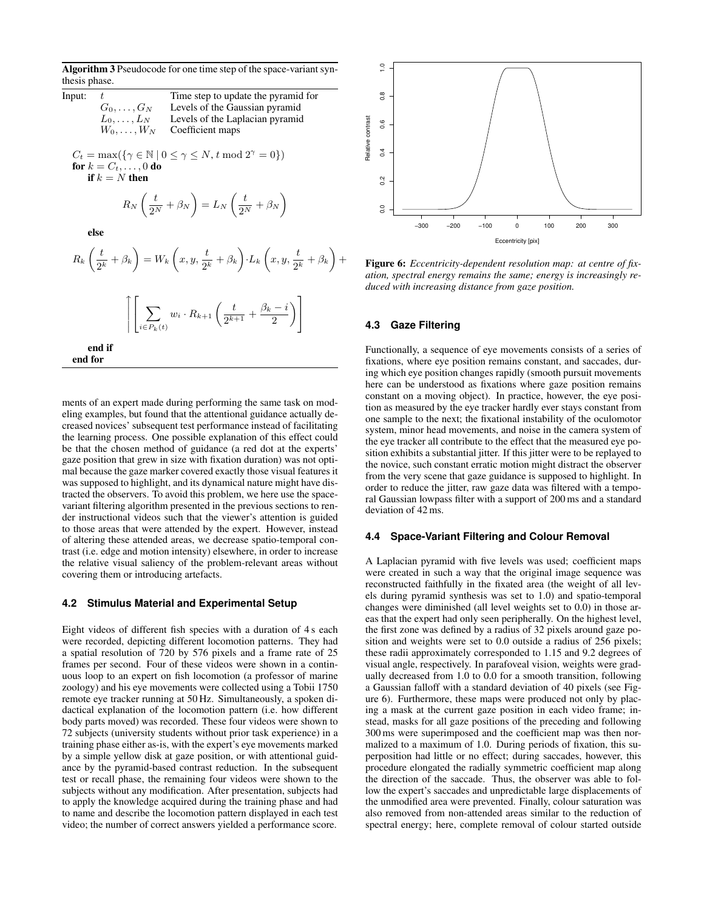**Algorithm 3** Pseudocode for one time step of the space-variant synthesis phase.

| Input: | $t$ | Time step to update the pyramid for |
| --- | --- | --- |
| | $G_0, \ldots, G_N$ | Levels of the Gaussian pyramid |
| | $L_0, \ldots, L_N$ | Levels of the Laplacian pyramid |
| | $W_0, \ldots, W_N$ | Coefficient maps |

$C_t = \max(\{\gamma \in \mathbb{N} \mid 0 \leq \gamma \leq N, t \bmod 2^\gamma = 0\})$

**for** $k = C_t, \ldots, 0$ **do**

**if** $k = N$ **then**

$$R_N\left(\frac{t}{2^N} + \beta_N\right) = L_N\left(\frac{t}{2^N} + \beta_N\right)$$

**else**

$$R_k\left(\frac{t}{2^k} + \beta_k\right) = W_k\left(x, y, \frac{t}{2^k} + \beta_k\right) \cdot L_k\left(x, y, \frac{t}{2^k} + \beta_k\right) + \left\lceil \left[ \sum_{i \in P_k(t)} w_i \cdot R_{k+1}\left(\frac{t}{2^{k+1}} + \frac{\beta_k - i}{2}\right) \right] \right.$$

**end if**

**end for**

ments of an expert made during performing the same task on modeling examples, but found that the attentional guidance actually decreased novices' subsequent test performance instead of facilitating the learning process. One possible explanation of this effect could be that the chosen method of guidance (a red dot at the experts' gaze position that grew in size with fixation duration) was not optimal because the gaze marker covered exactly those visual features it was supposed to highlight, and its dynamical nature might have distracted the observers. To avoid this problem, we here use the space-variant filtering algorithm presented in the previous sections to render instructional videos such that the viewer's attention is guided to those areas that were attended by the expert. However, instead of altering these attended areas, we decrease spatio-temporal contrast (i.e. edge and motion intensity) elsewhere, in order to increase the relative visual saliency of the problem-relevant areas without covering them or introducing artefacts.

### 4.2 Stimulus Material and Experimental Setup

Eight videos of different fish species with a duration of 4 s each were recorded, depicting different locomotion patterns. They had a spatial resolution of 720 by 576 pixels and a frame rate of 25 frames per second. Four of these videos were shown in a continuous loop to an expert on fish locomotion (a professor of marine zoology) and his eye movements were collected using a Tobii 1750 remote eye tracker running at 50 Hz. Simultaneously, a spoken didactical explanation of the locomotion pattern (i.e. how different body parts moved) was recorded. These four videos were shown to 72 subjects (university students without prior task experience) in a training phase either as-is, with the expert's eye movements marked by a simple yellow disk at gaze position, or with attentional guidance by the pyramid-based contrast reduction. In the subsequent test or recall phase, the remaining four videos were shown to the subjects without any modification. After presentation, subjects had to apply the knowledge acquired during the training phase and had to name and describe the locomotion pattern displayed in each test video; the number of correct answers yielded a performance score.

**Figure 6:** *Eccentricity-dependent resolution map: at centre of fixation, spectral energy remains the same; energy is increasingly reduced with increasing distance from gaze position.*

### 4.3 Gaze Filtering

Functionally, a sequence of eye movements consists of a series of fixations, where eye position remains constant, and saccades, during which eye position changes rapidly (smooth pursuit movements here can be understood as fixations where gaze position remains constant on a moving object). In practice, however, the eye position as measured by the eye tracker hardly ever stays constant from one sample to the next; the fixational instability of the oculomotor system, minor head movements, and noise in the camera system of the eye tracker all contribute to the effect that the measured eye position exhibits a substantial jitter. If this jitter were to be replayed to the novice, such constant erratic motion might distract the observer from the very scene that gaze guidance is supposed to highlight. In order to reduce the jitter, raw gaze data was filtered with a temporal Gaussian lowpass filter with a support of 200 ms and a standard deviation of 42 ms.

### 4.4 Space-Variant Filtering and Colour Removal

A Laplacian pyramid with five levels was used; coefficient maps were created in such a way that the original image sequence was reconstructed faithfully in the fixated area (the weight of all levels during pyramid synthesis was set to 1.0) and spatio-temporal changes were diminished (all level weights set to 0.0) in those areas that the expert had only seen peripherally. On the highest level, the first zone was defined by a radius of 32 pixels around gaze position and weights were set to 0.0 outside a radius of 256 pixels; these radii approximately corresponded to 1.15 and 9.2 degrees of visual angle, respectively. In parafoveal vision, weights were gradually decreased from 1.0 to 0.0 for a smooth transition, following a Gaussian falloff with a standard deviation of 40 pixels (see Figure 6). Furthermore, these maps were produced not only by placing a mask at the current gaze position in each video frame; instead, masks for all gaze positions of the preceding and following 300 ms were superimposed and the coefficient map was then normalized to a maximum of 1.0. During periods of fixation, this superposition had little or no effect; during saccades, however, this procedure elongated the radially symmetric coefficient map along the direction of the saccade. Thus, the observer was able to follow the expert's saccades and unpredictable large displacements of the unmodified area were prevented. Finally, colour saturation was also removed from non-attended areas similar to the reduction of spectral energy; here, complete removal of colour started outside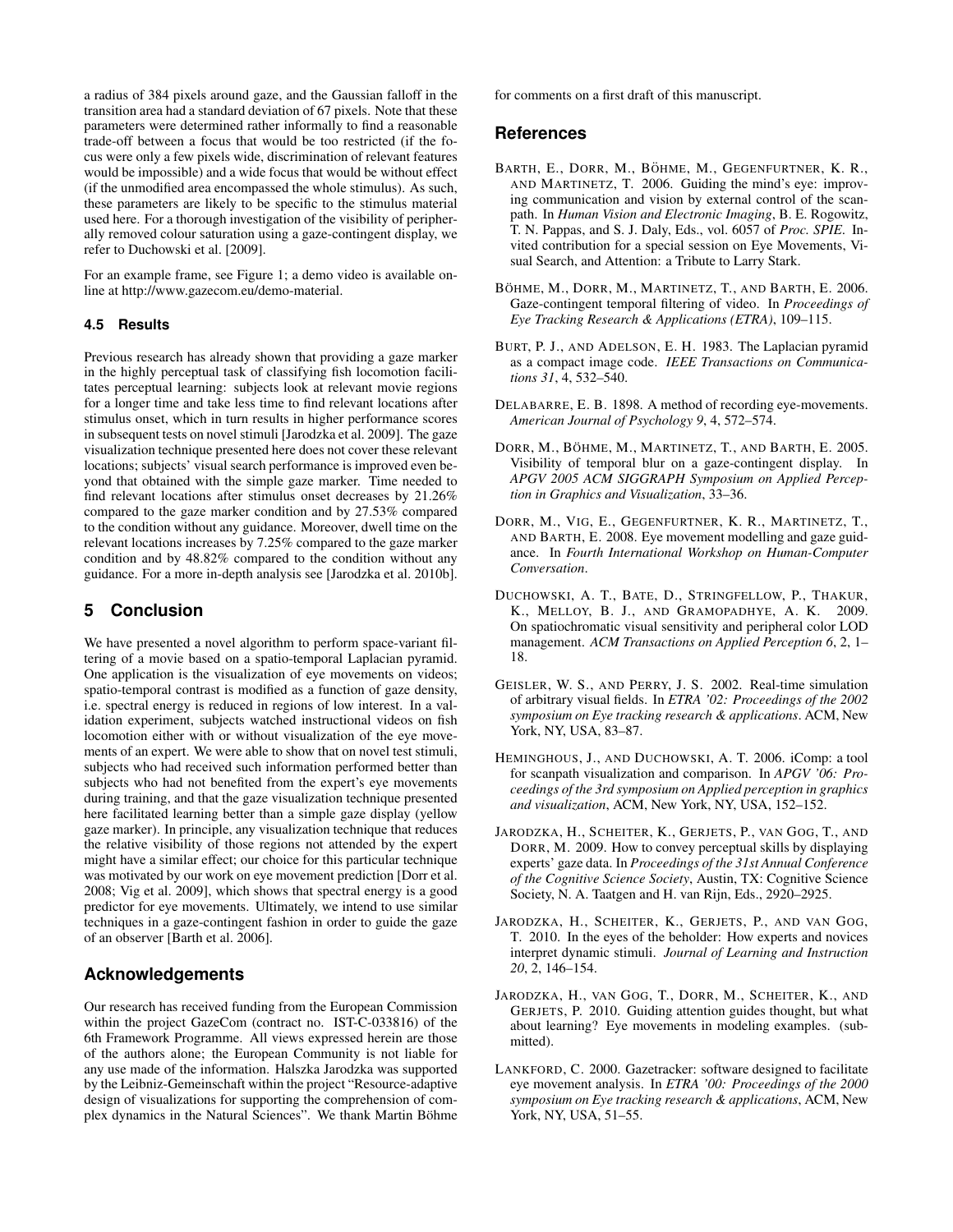a radius of 384 pixels around gaze, and the Gaussian falloff in the transition area had a standard deviation of 67 pixels. Note that these parameters were determined rather informally to find a reasonable trade-off between a focus that would be too restricted (if the focus were only a few pixels wide, discrimination of relevant features would be impossible) and a wide focus that would be without effect (if the unmodified area encompassed the whole stimulus). As such, these parameters are likely to be specific to the stimulus material used here. For a thorough investigation of the visibility of peripherally removed colour saturation using a gaze-contingent display, we refer to Duchowski et al. [2009].

For an example frame, see Figure 1; a demo video is available online at http://www.gazecom.eu/demo-material.

### 4.5 Results

Previous research has already shown that providing a gaze marker in the highly perceptual task of classifying fish locomotion facilitates perceptual learning: subjects look at relevant movie regions for a longer time and take less time to find relevant locations after stimulus onset, which in turn results in higher performance scores in subsequent tests on novel stimuli [Jarodzka et al. 2009]. The gaze visualization technique presented here does not cover these relevant locations; subjects' visual search performance is improved even beyond that obtained with the simple gaze marker. Time needed to find relevant locations after stimulus onset decreases by 21.26% compared to the gaze marker condition and by 27.53% compared to the condition without any guidance. Moreover, dwell time on the relevant locations increases by 7.25% compared to the gaze marker condition and by 48.82% compared to the condition without any guidance. For a more in-depth analysis see [Jarodzka et al. 2010b].

## 5 Conclusion

We have presented a novel algorithm to perform space-variant filtering of a movie based on a spatio-temporal Laplacian pyramid. One application is the visualization of eye movements on videos; spatio-temporal contrast is modified as a function of gaze density, i.e. spectral energy is reduced in regions of low interest. In a validation experiment, subjects watched instructional videos on fish locomotion either with or without visualization of the eye movements of an expert. We were able to show that on novel test stimuli, subjects who had received such information performed better than subjects who had not benefited from the expert's eye movements during training, and that the gaze visualization technique presented here facilitated learning better than a simple gaze display (yellow gaze marker). In principle, any visualization technique that reduces the relative visibility of those regions not attended by the expert might have a similar effect; our choice for this particular technique was motivated by our work on eye movement prediction [Dorr et al. 2008; Vig et al. 2009], which shows that spectral energy is a good predictor for eye movements. Ultimately, we intend to use similar techniques in a gaze-contingent fashion in order to guide the gaze of an observer [Barth et al. 2006].

## Acknowledgements

Our research has received funding from the European Commission within the project GazeCom (contract no. IST-C-033816) of the 6th Framework Programme. All views expressed herein are those of the authors alone; the European Community is not liable for any use made of the information. Halszka Jarodzka was supported by the Leibniz-Gemeinschaft within the project "Resource-adaptive design of visualizations for supporting the comprehension of complex dynamics in the Natural Sciences". We thank Martin Böhme for comments on a first draft of this manuscript.

## References

Barth, E., Dorr, M., Böhme, M., Gegenfurtner, K. R., and Martinetz, T. 2006. Guiding the mind's eye: improving communication and vision by external control of the scanpath. In *Human Vision and Electronic Imaging*, B. E. Rogowitz, T. N. Pappas, and S. J. Daly, Eds., vol. 6057 of *Proc. SPIE*. Invited contribution for a special session on Eye Movements, Visual Search, and Attention: a Tribute to Larry Stark.

Böhme, M., Dorr, M., Martinetz, T., and Barth, E. 2006. Gaze-contingent temporal filtering of video. In *Proceedings of Eye Tracking Research & Applications (ETRA)*, 109–115.

Burt, P. J., and Adelson, E. H. 1983. The Laplacian pyramid as a compact image code. *IEEE Transactions on Communications 31*, 4, 532–540.

Delabarre, E. B. 1898. A method of recording eye-movements. *American Journal of Psychology 9*, 4, 572–574.

Dorr, M., Böhme, M., Martinetz, T., and Barth, E. 2005. Visibility of temporal blur on a gaze-contingent display. In *APGV 2005 ACM SIGGRAPH Symposium on Applied Perception in Graphics and Visualization*, 33–36.

Dorr, M., Vig, E., Gegenfurtner, K. R., Martinetz, T., and Barth, E. 2008. Eye movement modelling and gaze guidance. In *Fourth International Workshop on Human-Computer Conversation*.

Duchowski, A. T., Bate, D., Stringfellow, P., Thakur, K., Melloy, B. J., and Gramopadhye, A. K. 2009. On spatiochromatic visual sensitivity and peripheral color LOD management. *ACM Transactions on Applied Perception 6*, 2, 1–18.

Geisler, W. S., and Perry, J. S. 2002. Real-time simulation of arbitrary visual fields. In *ETRA '02: Proceedings of the 2002 symposium on Eye tracking research & applications*. ACM, New York, NY, USA, 83–87.

Heminghous, J., and Duchowski, A. T. 2006. iComp: a tool for scanpath visualization and comparison. In *APGV '06: Proceedings of the 3rd symposium on Applied perception in graphics and visualization*, ACM, New York, NY, USA, 152–152.

Jarodzka, H., Scheiter, K., Gerjets, P., van Gog, T., and Dorr, M. 2009. How to convey perceptual skills by displaying experts' gaze data. In *Proceedings of the 31st Annual Conference of the Cognitive Science Society*, Austin, TX: Cognitive Science Society, N. A. Taatgen and H. van Rijn, Eds., 2920–2925.

Jarodzka, H., Scheiter, K., Gerjets, P., and van Gog, T. 2010. In the eyes of the beholder: How experts and novices interpret dynamic stimuli. *Journal of Learning and Instruction 20*, 2, 146–154.

Jarodzka, H., van Gog, T., Dorr, M., Scheiter, K., and Gerjets, P. 2010. Guiding attention guides thought, but what about learning? Eye movements in modeling examples. (submitted).

Lankford, C. 2000. Gazetracker: software designed to facilitate eye movement analysis. In *ETRA '00: Proceedings of the 2000 symposium on Eye tracking research & applications*, ACM, New York, NY, USA, 51–55.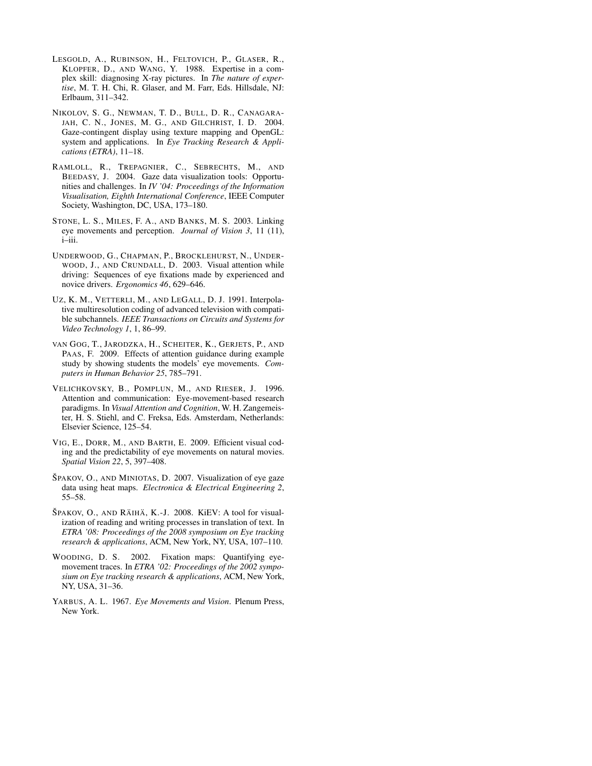LESGOLD, A., RUBINSON, H., FELTOVICH, P., GLASER, R., KLOPFER, D., AND WANG, Y. 1988. Expertise in a complex skill: diagnosing X-ray pictures. In *The nature of expertise*, M. T. H. Chi, R. Glaser, and M. Farr, Eds. Hillsdale, NJ: Erlbaum, 311–342.

NIKOLOV, S. G., NEWMAN, T. D., BULL, D. R., CANAGARAJAH, C. N., JONES, M. G., AND GILCHRIST, I. D. 2004. Gaze-contingent display using texture mapping and OpenGL: system and applications. In *Eye Tracking Research & Applications (ETRA)*, 11–18.

RAMLOLL, R., TREPAGNIER, C., SEBRECHTS, M., AND BEEDASY, J. 2004. Gaze data visualization tools: Opportunities and challenges. In *IV '04: Proceedings of the Information Visualisation, Eighth International Conference*, IEEE Computer Society, Washington, DC, USA, 173–180.

STONE, L. S., MILES, F. A., AND BANKS, M. S. 2003. Linking eye movements and perception. *Journal of Vision 3*, 11 (11), i–iii.

UNDERWOOD, G., CHAPMAN, P., BROCKLEHURST, N., UNDERWOOD, J., AND CRUNDALL, D. 2003. Visual attention while driving: Sequences of eye fixations made by experienced and novice drivers. *Ergonomics 46*, 629–646.

UZ, K. M., VETTERLI, M., AND LEGALL, D. J. 1991. Interpolative multiresolution coding of advanced television with compatible subchannels. *IEEE Transactions on Circuits and Systems for Video Technology 1*, 1, 86–99.

VAN GOG, T., JARODZKA, H., SCHEITER, K., GERJETS, P., AND PAAS, F. 2009. Effects of attention guidance during example study by showing students the models' eye movements. *Computers in Human Behavior 25*, 785–791.

VELICHKOVSKY, B., POMPLUN, M., AND RIESER, J. 1996. Attention and communication: Eye-movement-based research paradigms. In *Visual Attention and Cognition*, W. H. Zangemeister, H. S. Stiehl, and C. Freksa, Eds. Amsterdam, Netherlands: Elsevier Science, 125–54.

VIG, E., DORR, M., AND BARTH, E. 2009. Efficient visual coding and the predictability of eye movements on natural movies. *Spatial Vision 22*, 5, 397–408.

ŠPAKOV, O., AND MINIOTAS, D. 2007. Visualization of eye gaze data using heat maps. *Electronica & Electrical Engineering 2*, 55–58.

ŠPAKOV, O., AND RÄIHÄ, K.-J. 2008. KiEV: A tool for visualization of reading and writing processes in translation of text. In *ETRA '08: Proceedings of the 2008 symposium on Eye tracking research & applications*, ACM, New York, NY, USA, 107–110.

WOODING, D. S. 2002. Fixation maps: Quantifying eye-movement traces. In *ETRA '02: Proceedings of the 2002 symposium on Eye tracking research & applications*, ACM, New York, NY, USA, 31–36.

YARBUS, A. L. 1967. *Eye Movements and Vision*. Plenum Press, New York.